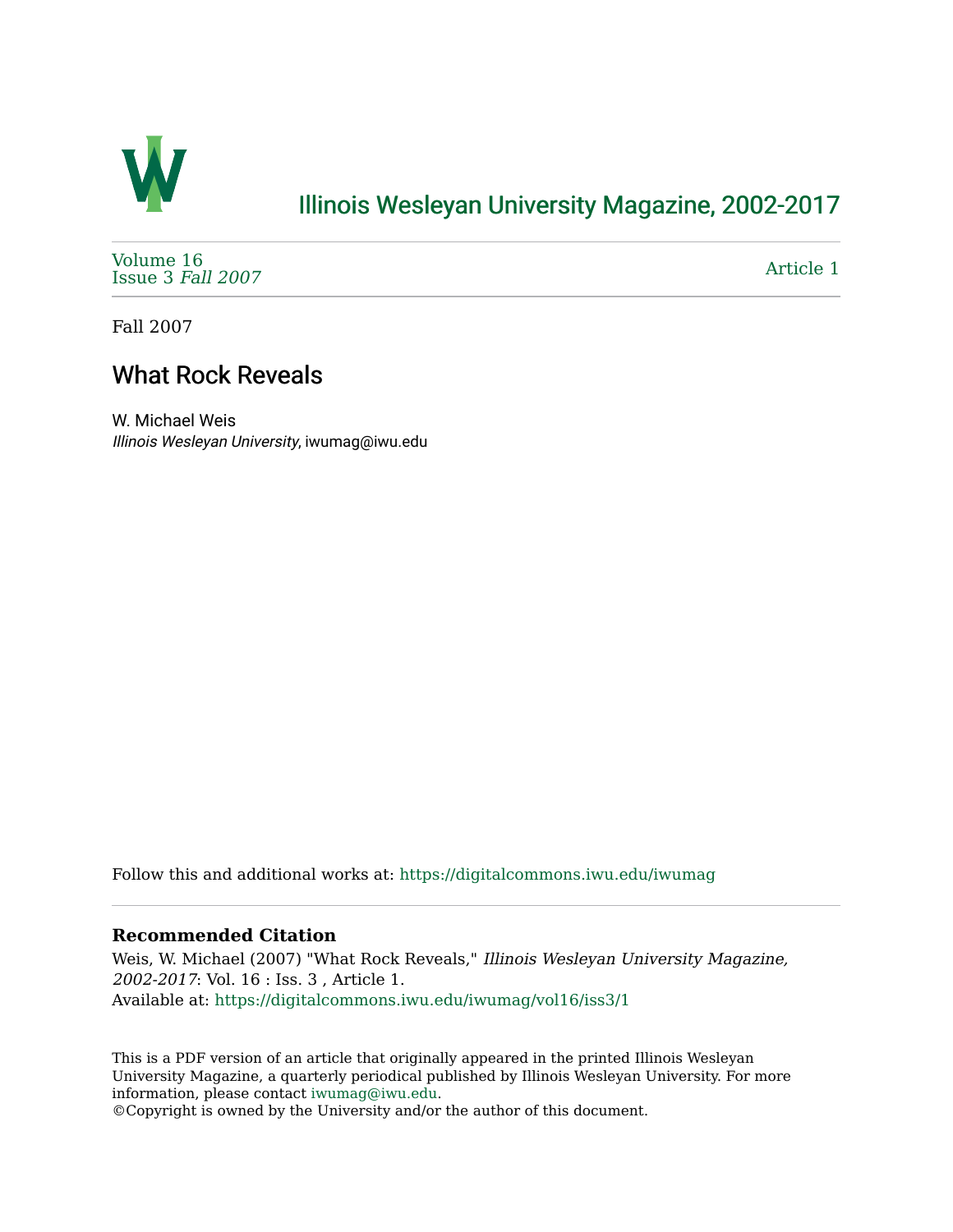# Illinois Wesleyan University Magazine, 2002-2017

Volume 16
Issue 3 *Fall 2007*

Article 1

Fall 2007

## What Rock Reveals

W. Michael Weis
*Illinois Wesleyan University*, iwumag@iwu.edu

Follow this and additional works at: https://digitalcommons.iwu.edu/iwumag

### Recommended Citation

Weis, W. Michael (2007) "What Rock Reveals," *Illinois Wesleyan University Magazine, 2002-2017*: Vol. 16 : Iss. 3 , Article 1.
Available at: https://digitalcommons.iwu.edu/iwumag/vol16/iss3/1

This is a PDF version of an article that originally appeared in the printed Illinois Wesleyan University Magazine, a quarterly periodical published by Illinois Wesleyan University. For more information, please contact iwumag@iwu.edu.
©Copyright is owned by the University and/or the author of this document.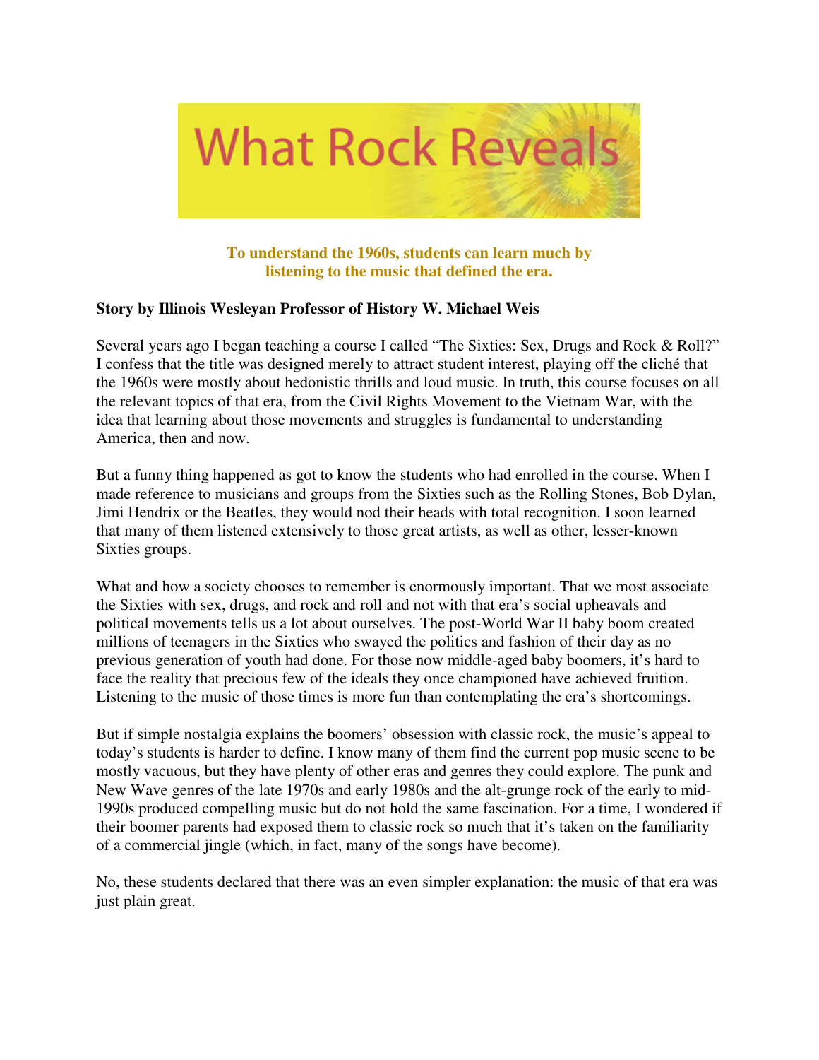# What Rock Reveals

**To understand the 1960s, students can learn much by listening to the music that defined the era.**

**Story by Illinois Wesleyan Professor of History W. Michael Weis**

Several years ago I began teaching a course I called "The Sixties: Sex, Drugs and Rock & Roll?" I confess that the title was designed merely to attract student interest, playing off the cliché that the 1960s were mostly about hedonistic thrills and loud music. In truth, this course focuses on all the relevant topics of that era, from the Civil Rights Movement to the Vietnam War, with the idea that learning about those movements and struggles is fundamental to understanding America, then and now.

But a funny thing happened as got to know the students who had enrolled in the course. When I made reference to musicians and groups from the Sixties such as the Rolling Stones, Bob Dylan, Jimi Hendrix or the Beatles, they would nod their heads with total recognition. I soon learned that many of them listened extensively to those great artists, as well as other, lesser-known Sixties groups.

What and how a society chooses to remember is enormously important. That we most associate the Sixties with sex, drugs, and rock and roll and not with that era's social upheavals and political movements tells us a lot about ourselves. The post-World War II baby boom created millions of teenagers in the Sixties who swayed the politics and fashion of their day as no previous generation of youth had done. For those now middle-aged baby boomers, it's hard to face the reality that precious few of the ideals they once championed have achieved fruition. Listening to the music of those times is more fun than contemplating the era's shortcomings.

But if simple nostalgia explains the boomers' obsession with classic rock, the music's appeal to today's students is harder to define. I know many of them find the current pop music scene to be mostly vacuous, but they have plenty of other eras and genres they could explore. The punk and New Wave genres of the late 1970s and early 1980s and the alt-grunge rock of the early to mid-1990s produced compelling music but do not hold the same fascination. For a time, I wondered if their boomer parents had exposed them to classic rock so much that it's taken on the familiarity of a commercial jingle (which, in fact, many of the songs have become).

No, these students declared that there was an even simpler explanation: the music of that era was just plain great.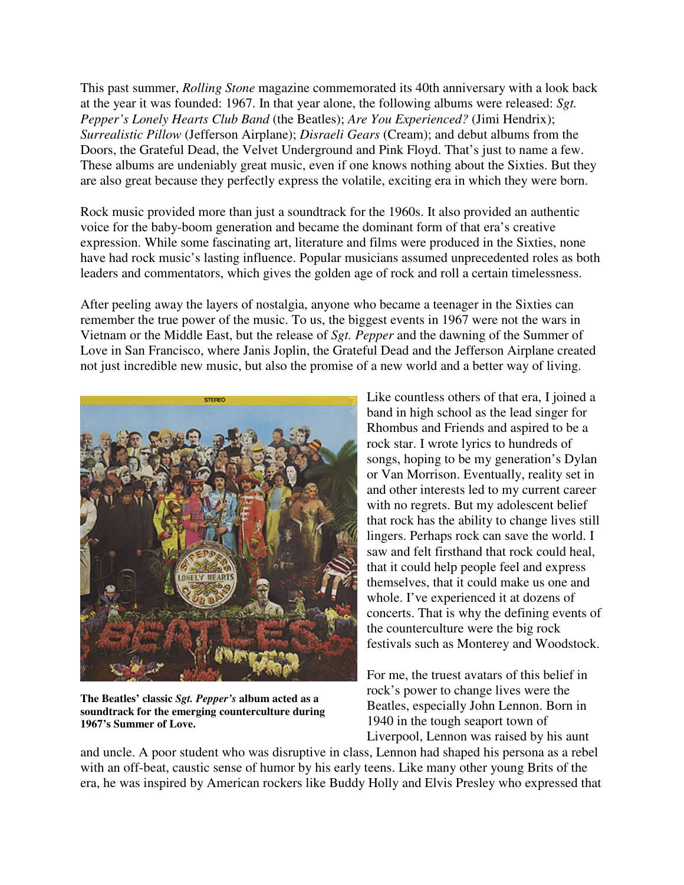This past summer, *Rolling Stone* magazine commemorated its 40th anniversary with a look back at the year it was founded: 1967. In that year alone, the following albums were released: *Sgt. Pepper's Lonely Hearts Club Band* (the Beatles); *Are You Experienced?* (Jimi Hendrix); *Surrealistic Pillow* (Jefferson Airplane); *Disraeli Gears* (Cream); and debut albums from the Doors, the Grateful Dead, the Velvet Underground and Pink Floyd. That's just to name a few. These albums are undeniably great music, even if one knows nothing about the Sixties. But they are also great because they perfectly express the volatile, exciting era in which they were born.

Rock music provided more than just a soundtrack for the 1960s. It also provided an authentic voice for the baby-boom generation and became the dominant form of that era's creative expression. While some fascinating art, literature and films were produced in the Sixties, none have had rock music's lasting influence. Popular musicians assumed unprecedented roles as both leaders and commentators, which gives the golden age of rock and roll a certain timelessness.

After peeling away the layers of nostalgia, anyone who became a teenager in the Sixties can remember the true power of the music. To us, the biggest events in 1967 were not the wars in Vietnam or the Middle East, but the release of *Sgt. Pepper* and the dawning of the Summer of Love in San Francisco, where Janis Joplin, the Grateful Dead and the Jefferson Airplane created not just incredible new music, but also the promise of a new world and a better way of living.

**The Beatles' classic *Sgt. Pepper's* album acted as a soundtrack for the emerging counterculture during 1967's Summer of Love.**

Like countless others of that era, I joined a band in high school as the lead singer for Rhombus and Friends and aspired to be a rock star. I wrote lyrics to hundreds of songs, hoping to be my generation's Dylan or Van Morrison. Eventually, reality set in and other interests led to my current career with no regrets. But my adolescent belief that rock has the ability to change lives still lingers. Perhaps rock can save the world. I saw and felt firsthand that rock could heal, that it could help people feel and express themselves, that it could make us one and whole. I've experienced it at dozens of concerts. That is why the defining events of the counterculture were the big rock festivals such as Monterey and Woodstock.

For me, the truest avatars of this belief in rock's power to change lives were the Beatles, especially John Lennon. Born in 1940 in the tough seaport town of Liverpool, Lennon was raised by his aunt and uncle. A poor student who was disruptive in class, Lennon had shaped his persona as a rebel with an off-beat, caustic sense of humor by his early teens. Like many other young Brits of the era, he was inspired by American rockers like Buddy Holly and Elvis Presley who expressed that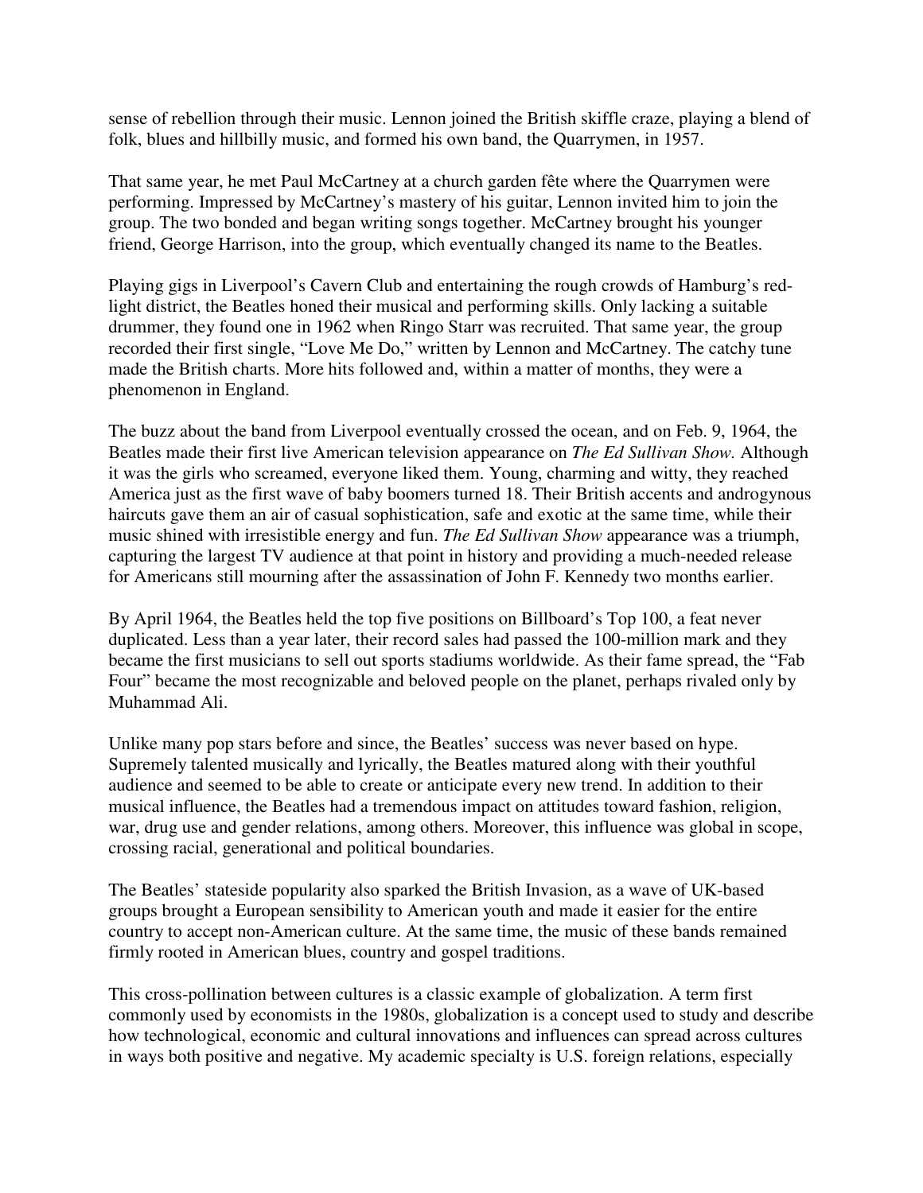sense of rebellion through their music. Lennon joined the British skiffle craze, playing a blend of folk, blues and hillbilly music, and formed his own band, the Quarrymen, in 1957.

That same year, he met Paul McCartney at a church garden fête where the Quarrymen were performing. Impressed by McCartney's mastery of his guitar, Lennon invited him to join the group. The two bonded and began writing songs together. McCartney brought his younger friend, George Harrison, into the group, which eventually changed its name to the Beatles.

Playing gigs in Liverpool's Cavern Club and entertaining the rough crowds of Hamburg's red-light district, the Beatles honed their musical and performing skills. Only lacking a suitable drummer, they found one in 1962 when Ringo Starr was recruited. That same year, the group recorded their first single, "Love Me Do," written by Lennon and McCartney. The catchy tune made the British charts. More hits followed and, within a matter of months, they were a phenomenon in England.

The buzz about the band from Liverpool eventually crossed the ocean, and on Feb. 9, 1964, the Beatles made their first live American television appearance on *The Ed Sullivan Show.* Although it was the girls who screamed, everyone liked them. Young, charming and witty, they reached America just as the first wave of baby boomers turned 18. Their British accents and androgynous haircuts gave them an air of casual sophistication, safe and exotic at the same time, while their music shined with irresistible energy and fun. *The Ed Sullivan Show* appearance was a triumph, capturing the largest TV audience at that point in history and providing a much-needed release for Americans still mourning after the assassination of John F. Kennedy two months earlier.

By April 1964, the Beatles held the top five positions on Billboard's Top 100, a feat never duplicated. Less than a year later, their record sales had passed the 100-million mark and they became the first musicians to sell out sports stadiums worldwide. As their fame spread, the "Fab Four" became the most recognizable and beloved people on the planet, perhaps rivaled only by Muhammad Ali.

Unlike many pop stars before and since, the Beatles' success was never based on hype. Supremely talented musically and lyrically, the Beatles matured along with their youthful audience and seemed to be able to create or anticipate every new trend. In addition to their musical influence, the Beatles had a tremendous impact on attitudes toward fashion, religion, war, drug use and gender relations, among others. Moreover, this influence was global in scope, crossing racial, generational and political boundaries.

The Beatles' stateside popularity also sparked the British Invasion, as a wave of UK-based groups brought a European sensibility to American youth and made it easier for the entire country to accept non-American culture. At the same time, the music of these bands remained firmly rooted in American blues, country and gospel traditions.

This cross-pollination between cultures is a classic example of globalization. A term first commonly used by economists in the 1980s, globalization is a concept used to study and describe how technological, economic and cultural innovations and influences can spread across cultures in ways both positive and negative. My academic specialty is U.S. foreign relations, especially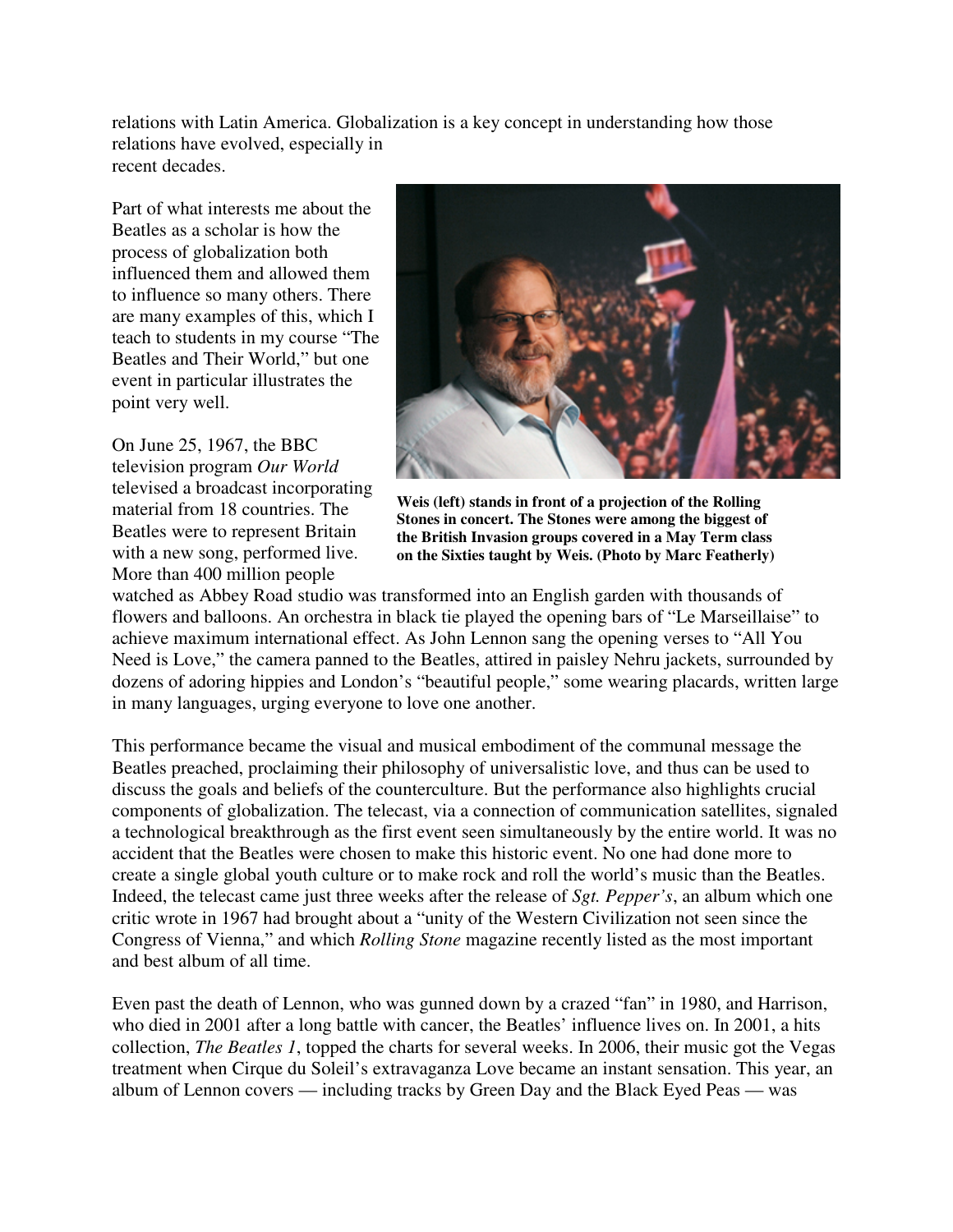relations with Latin America. Globalization is a key concept in understanding how those relations have evolved, especially in recent decades.

Part of what interests me about the Beatles as a scholar is how the process of globalization both influenced them and allowed them to influence so many others. There are many examples of this, which I teach to students in my course "The Beatles and Their World," but one event in particular illustrates the point very well.

**Weis (left) stands in front of a projection of the Rolling Stones in concert. The Stones were among the biggest of the British Invasion groups covered in a May Term class on the Sixties taught by Weis. (Photo by Marc Featherly)**

On June 25, 1967, the BBC television program *Our World* televised a broadcast incorporating material from 18 countries. The Beatles were to represent Britain with a new song, performed live. More than 400 million people watched as Abbey Road studio was transformed into an English garden with thousands of flowers and balloons. An orchestra in black tie played the opening bars of "Le Marseillaise" to achieve maximum international effect. As John Lennon sang the opening verses to "All You Need is Love," the camera panned to the Beatles, attired in paisley Nehru jackets, surrounded by dozens of adoring hippies and London's "beautiful people," some wearing placards, written large in many languages, urging everyone to love one another.

This performance became the visual and musical embodiment of the communal message the Beatles preached, proclaiming their philosophy of universalistic love, and thus can be used to discuss the goals and beliefs of the counterculture. But the performance also highlights crucial components of globalization. The telecast, via a connection of communication satellites, signaled a technological breakthrough as the first event seen simultaneously by the entire world. It was no accident that the Beatles were chosen to make this historic event. No one had done more to create a single global youth culture or to make rock and roll the world's music than the Beatles. Indeed, the telecast came just three weeks after the release of *Sgt. Pepper's*, an album which one critic wrote in 1967 had brought about a "unity of the Western Civilization not seen since the Congress of Vienna," and which *Rolling Stone* magazine recently listed as the most important and best album of all time.

Even past the death of Lennon, who was gunned down by a crazed "fan" in 1980, and Harrison, who died in 2001 after a long battle with cancer, the Beatles' influence lives on. In 2001, a hits collection, *The Beatles 1*, topped the charts for several weeks. In 2006, their music got the Vegas treatment when Cirque du Soleil's extravaganza Love became an instant sensation. This year, an album of Lennon covers — including tracks by Green Day and the Black Eyed Peas — was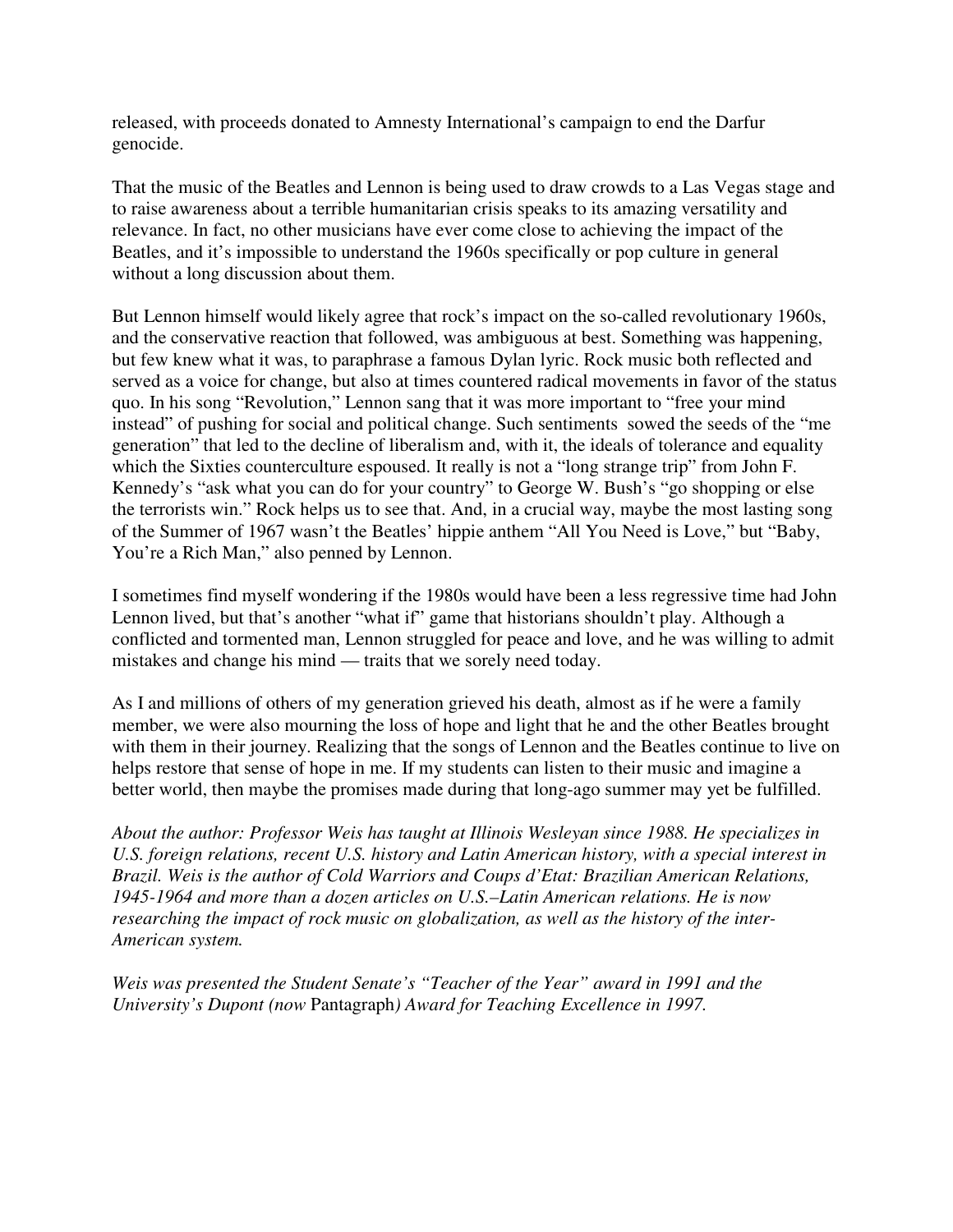released, with proceeds donated to Amnesty International's campaign to end the Darfur genocide.

That the music of the Beatles and Lennon is being used to draw crowds to a Las Vegas stage and to raise awareness about a terrible humanitarian crisis speaks to its amazing versatility and relevance. In fact, no other musicians have ever come close to achieving the impact of the Beatles, and it's impossible to understand the 1960s specifically or pop culture in general without a long discussion about them.

But Lennon himself would likely agree that rock's impact on the so-called revolutionary 1960s, and the conservative reaction that followed, was ambiguous at best. Something was happening, but few knew what it was, to paraphrase a famous Dylan lyric. Rock music both reflected and served as a voice for change, but also at times countered radical movements in favor of the status quo. In his song "Revolution," Lennon sang that it was more important to "free your mind instead" of pushing for social and political change. Such sentiments sowed the seeds of the "me generation" that led to the decline of liberalism and, with it, the ideals of tolerance and equality which the Sixties counterculture espoused. It really is not a "long strange trip" from John F. Kennedy's "ask what you can do for your country" to George W. Bush's "go shopping or else the terrorists win." Rock helps us to see that. And, in a crucial way, maybe the most lasting song of the Summer of 1967 wasn't the Beatles' hippie anthem "All You Need is Love," but "Baby, You're a Rich Man," also penned by Lennon.

I sometimes find myself wondering if the 1980s would have been a less regressive time had John Lennon lived, but that's another "what if" game that historians shouldn't play. Although a conflicted and tormented man, Lennon struggled for peace and love, and he was willing to admit mistakes and change his mind — traits that we sorely need today.

As I and millions of others of my generation grieved his death, almost as if he were a family member, we were also mourning the loss of hope and light that he and the other Beatles brought with them in their journey. Realizing that the songs of Lennon and the Beatles continue to live on helps restore that sense of hope in me. If my students can listen to their music and imagine a better world, then maybe the promises made during that long-ago summer may yet be fulfilled.

*About the author: Professor Weis has taught at Illinois Wesleyan since 1988. He specializes in U.S. foreign relations, recent U.S. history and Latin American history, with a special interest in Brazil. Weis is the author of Cold Warriors and Coups d'Etat: Brazilian American Relations, 1945-1964 and more than a dozen articles on U.S.–Latin American relations. He is now researching the impact of rock music on globalization, as well as the history of the inter-American system.*

*Weis was presented the Student Senate's "Teacher of the Year" award in 1991 and the University's Dupont (now* Pantagraph*) Award for Teaching Excellence in 1997.*